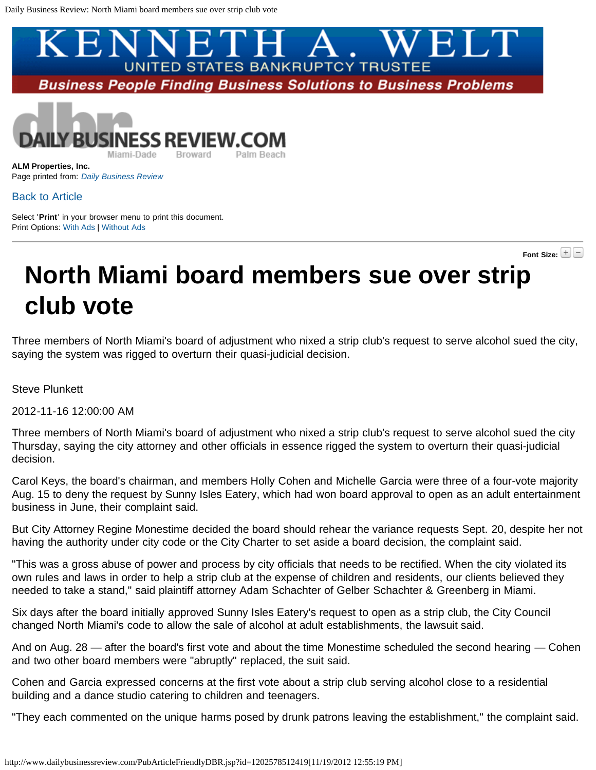KENNETH A. WELT
UNITED STATES BANKRUPTCY TRUSTEE
Business People Finding Business Solutions to Business Problems

DAILY BUSINESS REVIEW.COM
Miami-Dade Broward Palm Beach

**ALM Properties, Inc.**
Page printed from: *Daily Business Review*

Back to Article

Select '**Print**' in your browser menu to print this document.
Print Options: With Ads | Without Ads

Font Size:

# North Miami board members sue over strip club vote

Three members of North Miami's board of adjustment who nixed a strip club's request to serve alcohol sued the city, saying the system was rigged to overturn their quasi-judicial decision.

Steve Plunkett

2012-11-16 12:00:00 AM

Three members of North Miami's board of adjustment who nixed a strip club's request to serve alcohol sued the city Thursday, saying the city attorney and other officials in essence rigged the system to overturn their quasi-judicial decision.

Carol Keys, the board's chairman, and members Holly Cohen and Michelle Garcia were three of a four-vote majority Aug. 15 to deny the request by Sunny Isles Eatery, which had won board approval to open as an adult entertainment business in June, their complaint said.

But City Attorney Regine Monestime decided the board should rehear the variance requests Sept. 20, despite her not having the authority under city code or the City Charter to set aside a board decision, the complaint said.

"This was a gross abuse of power and process by city officials that needs to be rectified. When the city violated its own rules and laws in order to help a strip club at the expense of children and residents, our clients believed they needed to take a stand," said plaintiff attorney Adam Schachter of Gelber Schachter & Greenberg in Miami.

Six days after the board initially approved Sunny Isles Eatery's request to open as a strip club, the City Council changed North Miami's code to allow the sale of alcohol at adult establishments, the lawsuit said.

And on Aug. 28 — after the board's first vote and about the time Monestime scheduled the second hearing — Cohen and two other board members were "abruptly" replaced, the suit said.

Cohen and Garcia expressed concerns at the first vote about a strip club serving alcohol close to a residential building and a dance studio catering to children and teenagers.

"They each commented on the unique harms posed by drunk patrons leaving the establishment," the complaint said.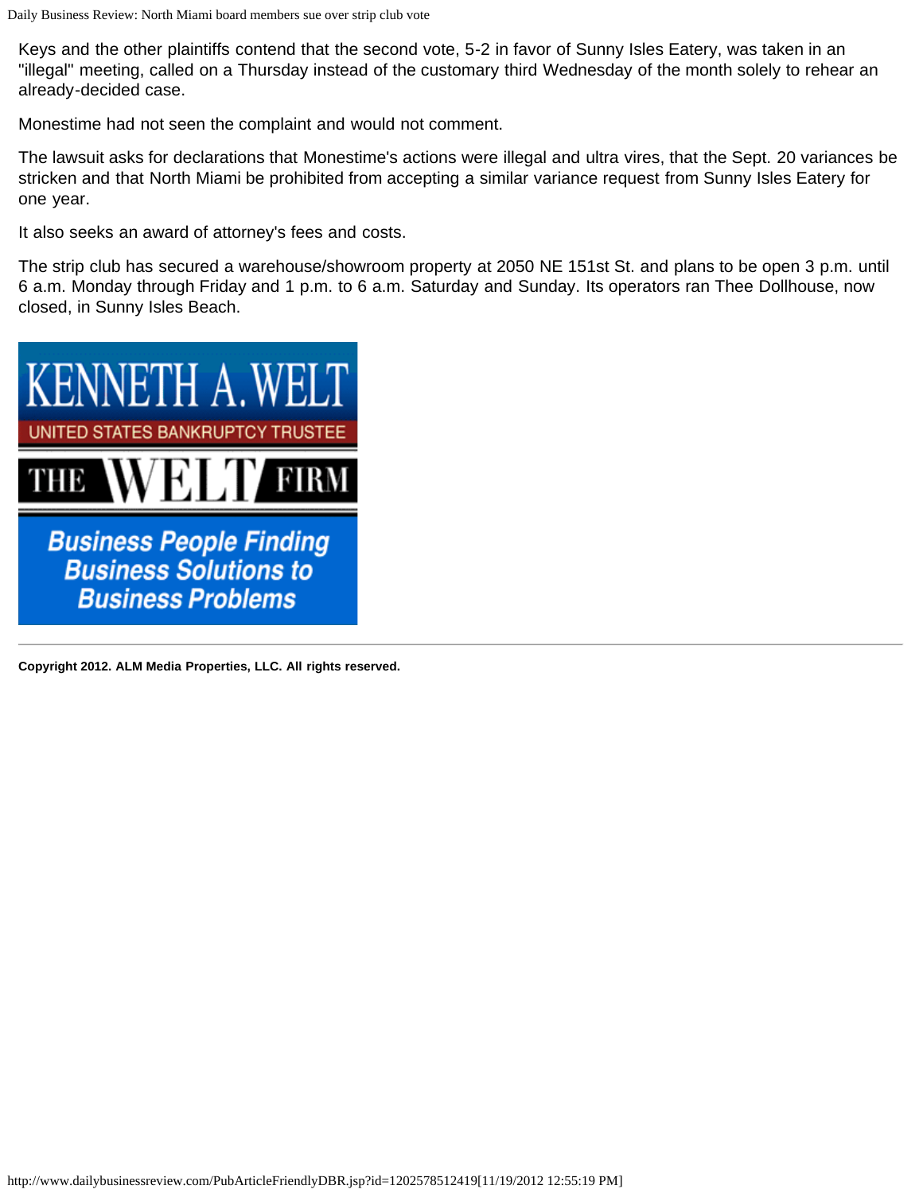Keys and the other plaintiffs contend that the second vote, 5-2 in favor of Sunny Isles Eatery, was taken in an "illegal" meeting, called on a Thursday instead of the customary third Wednesday of the month solely to rehear an already-decided case.

Monestime had not seen the complaint and would not comment.

The lawsuit asks for declarations that Monestime's actions were illegal and ultra vires, that the Sept. 20 variances be stricken and that North Miami be prohibited from accepting a similar variance request from Sunny Isles Eatery for one year.

It also seeks an award of attorney's fees and costs.

The strip club has secured a warehouse/showroom property at 2050 NE 151st St. and plans to be open 3 p.m. until 6 a.m. Monday through Friday and 1 p.m. to 6 a.m. Saturday and Sunday. Its operators ran Thee Dollhouse, now closed, in Sunny Isles Beach.

KENNETH A. WELT
UNITED STATES BANKRUPTCY TRUSTEE
THE WELT FIRM
Business People Finding Business Solutions to Business Problems

---

**Copyright 2012. ALM Media Properties, LLC. All rights reserved.**